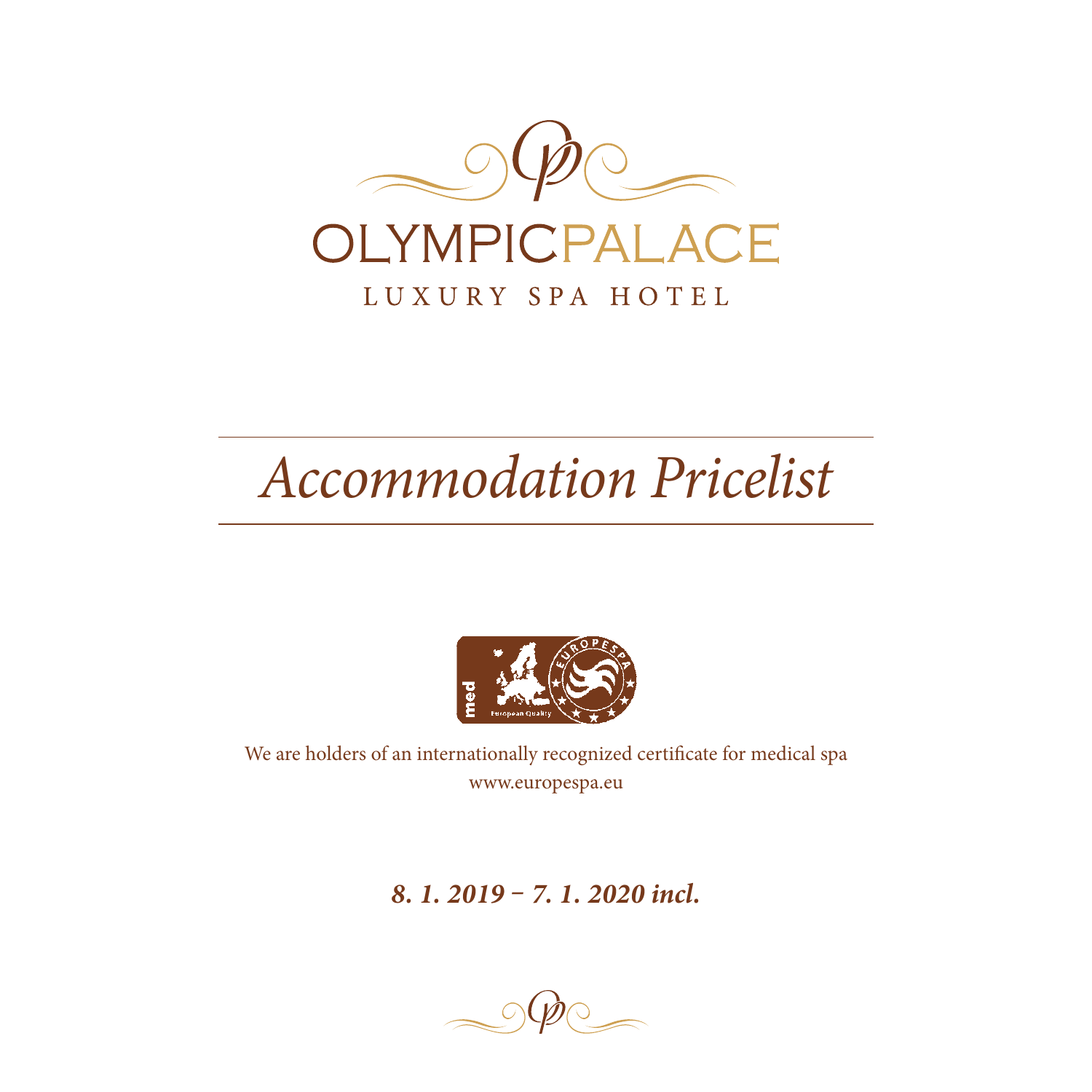# OLYMPICPALACE

LUXURY SPA HOTEL

# *Accommodation Pricelist*

We are holders of an internationally recognized certificate for medical spa

www.europespa.eu

***8. 1. 2019 – 7. 1. 2020 incl.***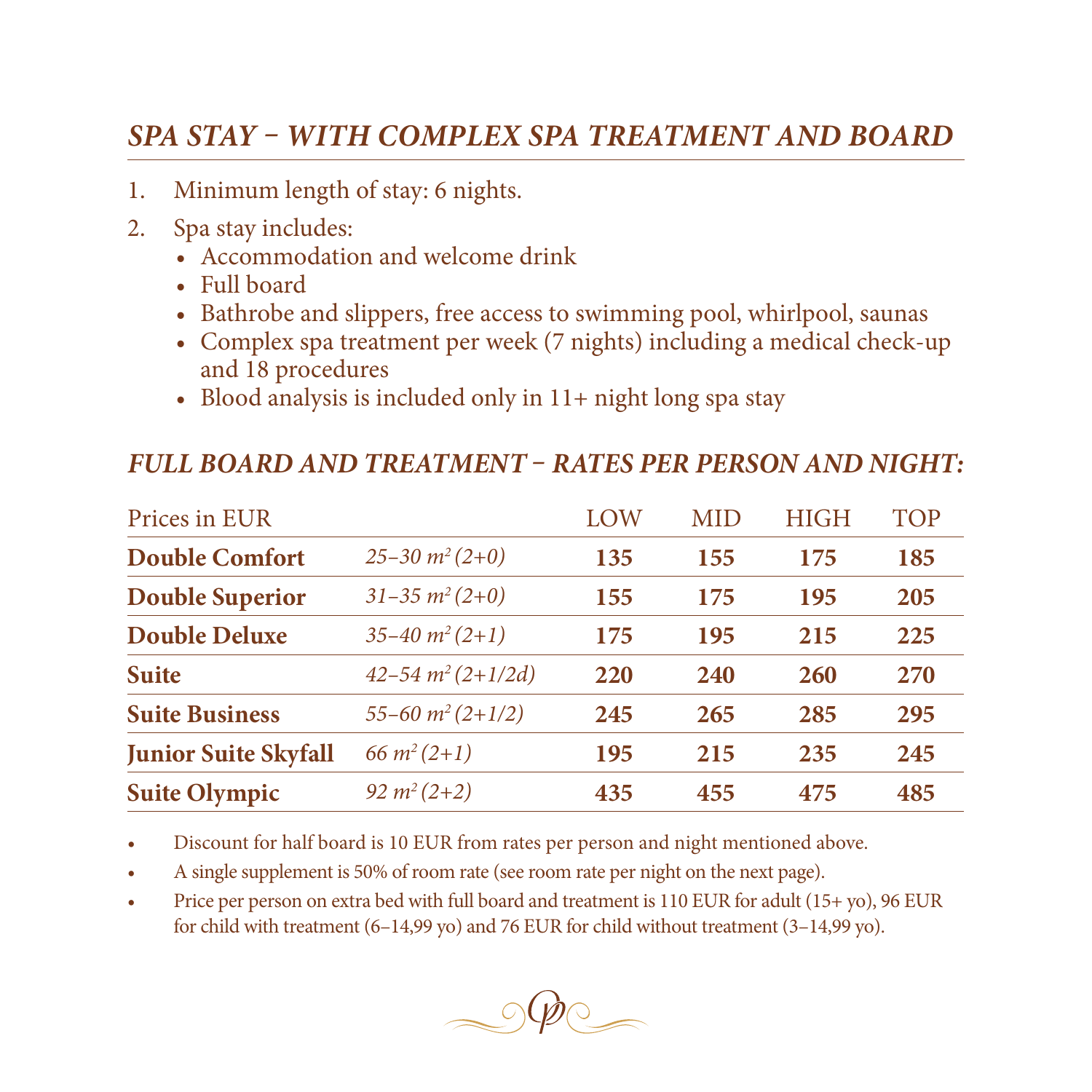## *SPA STAY – WITH COMPLEX SPA TREATMENT AND BOARD*

1. Minimum length of stay: 6 nights.
2. Spa stay includes:
   - Accommodation and welcome drink
   - Full board
   - Bathrobe and slippers, free access to swimming pool, whirlpool, saunas
   - Complex spa treatment per week (7 nights) including a medical check-up and 18 procedures
   - Blood analysis is included only in 11+ night long spa stay

## *FULL BOARD AND TREATMENT – RATES PER PERSON AND NIGHT:*

| Prices in EUR | | LOW | MID | HIGH | TOP |
|---|---|---|---|---|---|
| **Double Comfort** | *25–30 $m^2$ (2+0)* | **135** | **155** | **175** | **185** |
| **Double Superior** | *31–35 $m^2$ (2+0)* | **155** | **175** | **195** | **205** |
| **Double Deluxe** | *35–40 $m^2$ (2+1)* | **175** | **195** | **215** | **225** |
| **Suite** | *42–54 $m^2$ (2+1/2d)* | **220** | **240** | **260** | **270** |
| **Suite Business** | *55–60 $m^2$ (2+1/2)* | **245** | **265** | **285** | **295** |
| **Junior Suite Skyfall** | *66 $m^2$ (2+1)* | **195** | **215** | **235** | **245** |
| **Suite Olympic** | *92 $m^2$ (2+2)* | **435** | **455** | **475** | **485** |

- Discount for half board is 10 EUR from rates per person and night mentioned above.
- A single supplement is 50% of room rate (see room rate per night on the next page).
- Price per person on extra bed with full board and treatment is 110 EUR for adult (15+ yo), 96 EUR for child with treatment (6–14,99 yo) and 76 EUR for child without treatment (3–14,99 yo).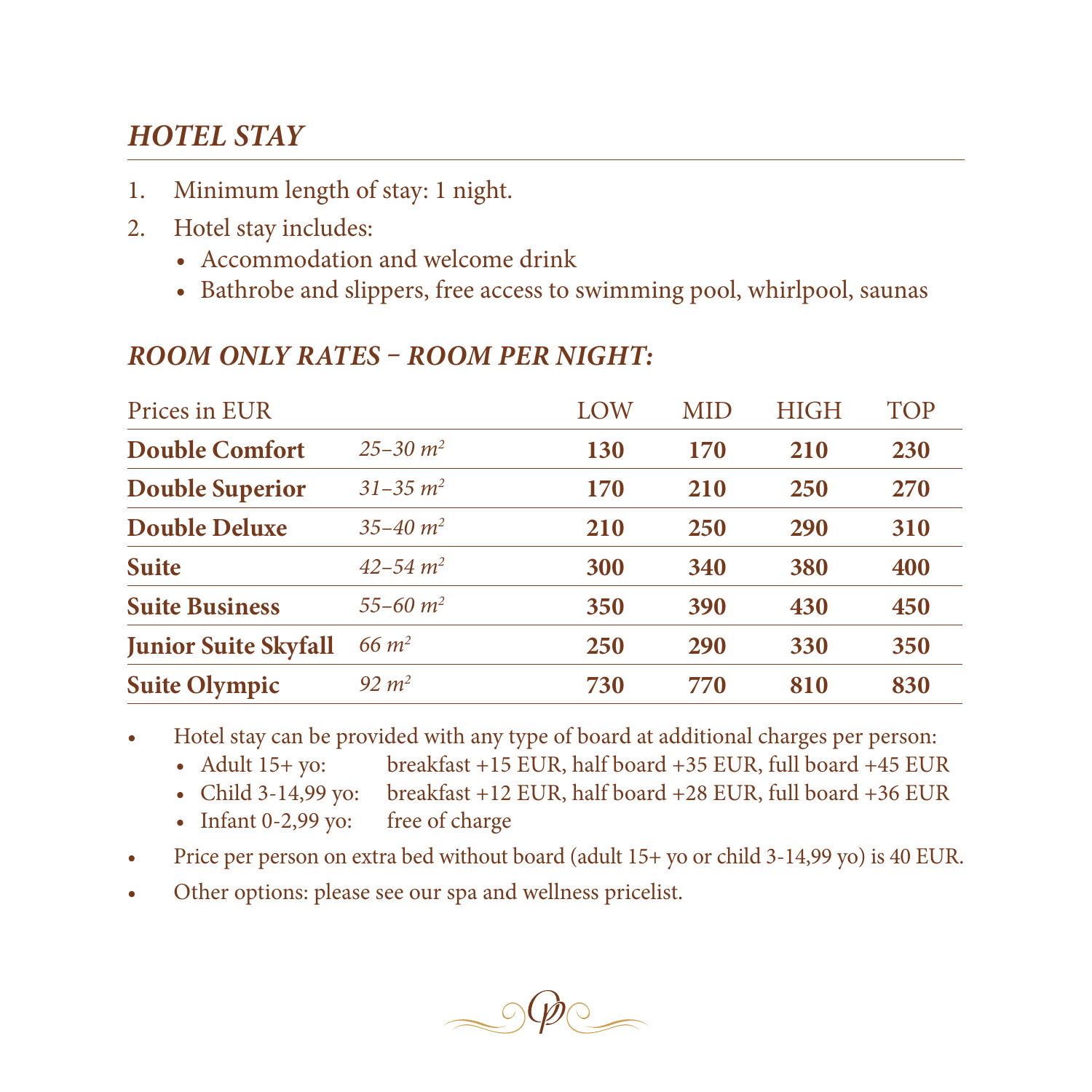## *HOTEL STAY*

1. Minimum length of stay: 1 night.
2. Hotel stay includes:
   - Accommodation and welcome drink
   - Bathrobe and slippers, free access to swimming pool, whirlpool, saunas

### *ROOM ONLY RATES – ROOM PER NIGHT:*

| Prices in EUR | | LOW | MID | HIGH | TOP |
|---|---|---|---|---|---|
| **Double Comfort** | *25–30 $m^2$* | **130** | **170** | **210** | **230** |
| **Double Superior** | *31–35 $m^2$* | **170** | **210** | **250** | **270** |
| **Double Deluxe** | *35–40 $m^2$* | **210** | **250** | **290** | **310** |
| **Suite** | *42–54 $m^2$* | **300** | **340** | **380** | **400** |
| **Suite Business** | *55–60 $m^2$* | **350** | **390** | **430** | **450** |
| **Junior Suite Skyfall** | *66 $m^2$* | **250** | **290** | **330** | **350** |
| **Suite Olympic** | *92 $m^2$* | **730** | **770** | **810** | **830** |

- Hotel stay can be provided with any type of board at additional charges per person:
  - Adult 15+ yo: breakfast +15 EUR, half board +35 EUR, full board +45 EUR
  - Child 3-14,99 yo: breakfast +12 EUR, half board +28 EUR, full board +36 EUR
  - Infant 0-2,99 yo: free of charge
- Price per person on extra bed without board (adult 15+ yo or child 3-14,99 yo) is 40 EUR.
- Other options: please see our spa and wellness pricelist.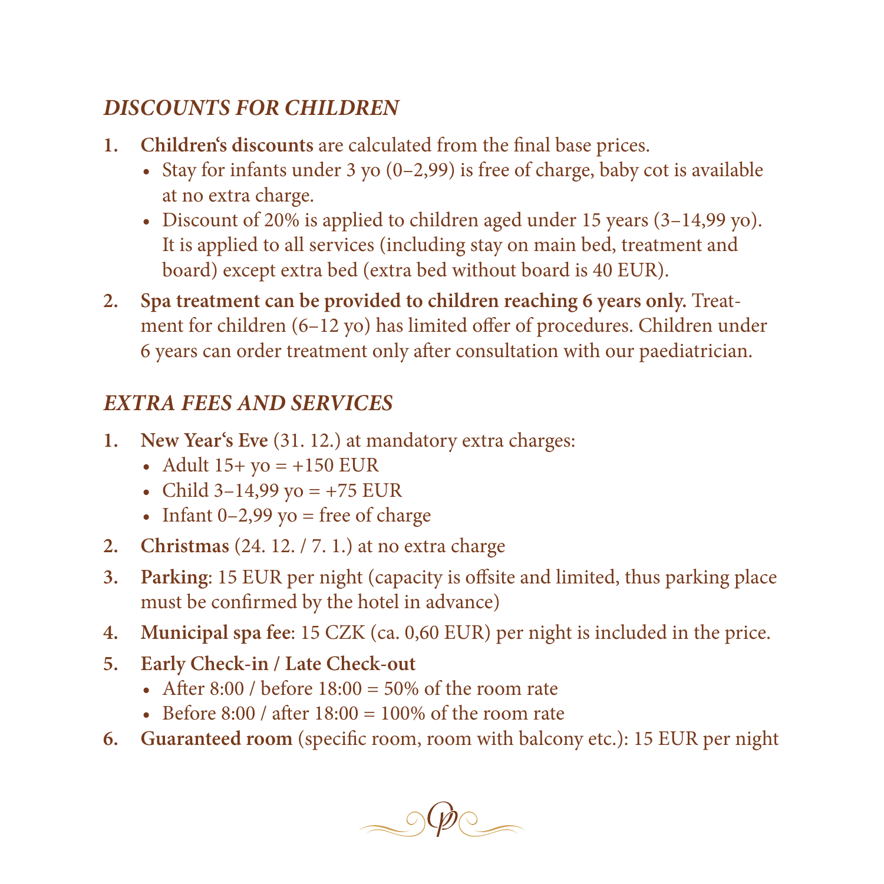## *DISCOUNTS FOR CHILDREN*

1. **Children's discounts** are calculated from the final base prices.
   - Stay for infants under 3 yo (0–2,99) is free of charge, baby cot is available at no extra charge.
   - Discount of 20% is applied to children aged under 15 years (3–14,99 yo). It is applied to all services (including stay on main bed, treatment and board) except extra bed (extra bed without board is 40 EUR).
2. **Spa treatment can be provided to children reaching 6 years only.** Treatment for children (6–12 yo) has limited offer of procedures. Children under 6 years can order treatment only after consultation with our paediatrician.

## *EXTRA FEES AND SERVICES*

1. **New Year's Eve** (31. 12.) at mandatory extra charges:
   - Adult 15+ yo = +150 EUR
   - Child 3–14,99 yo = +75 EUR
   - Infant 0–2,99 yo = free of charge
2. **Christmas** (24. 12. / 7. 1.) at no extra charge
3. **Parking**: 15 EUR per night (capacity is offsite and limited, thus parking place must be confirmed by the hotel in advance)
4. **Municipal spa fee**: 15 CZK (ca. 0,60 EUR) per night is included in the price.
5. **Early Check-in / Late Check-out**
   - After 8:00 / before 18:00 = 50% of the room rate
   - Before 8:00 / after 18:00 = 100% of the room rate
6. **Guaranteed room** (specific room, room with balcony etc.): 15 EUR per night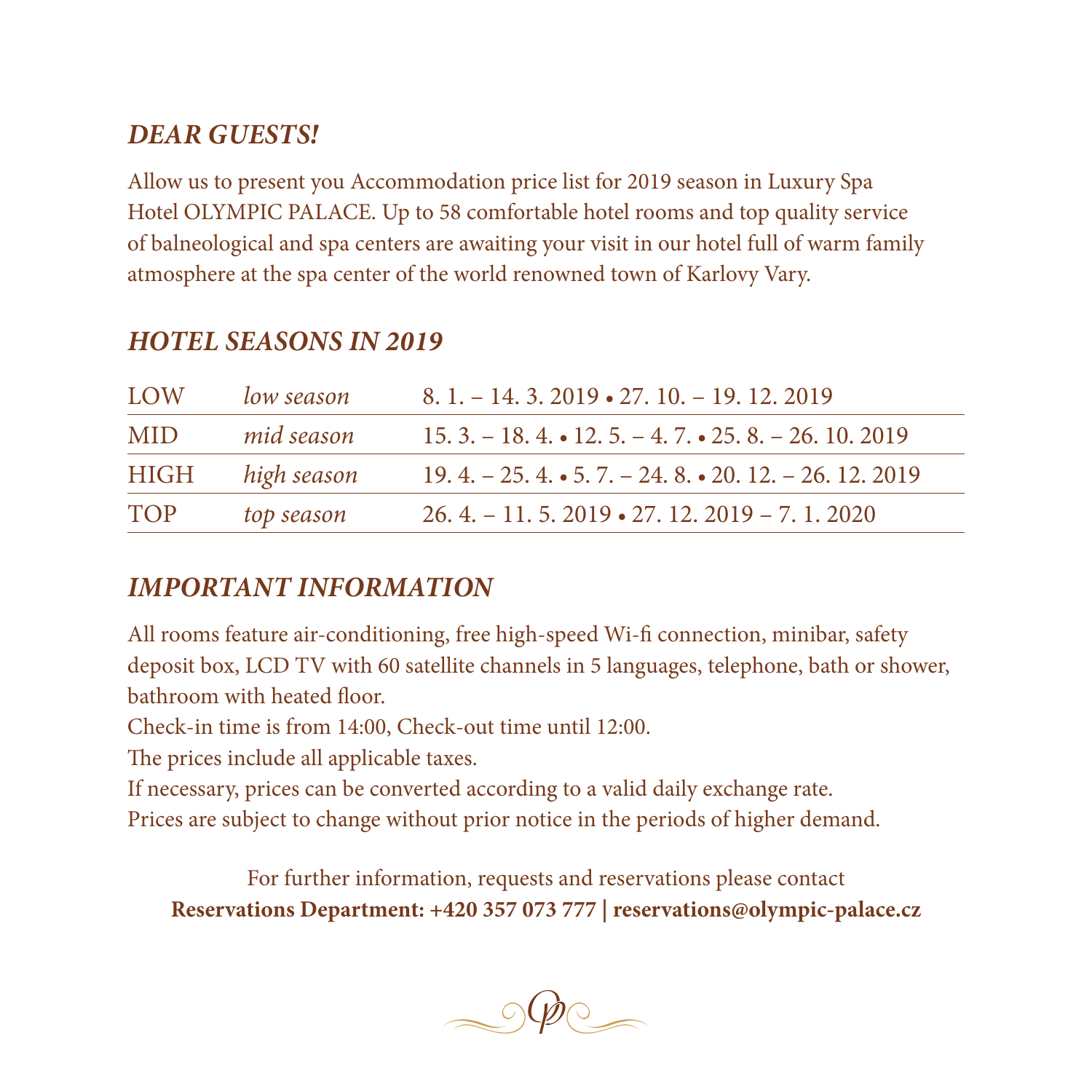## *DEAR GUESTS!*

Allow us to present you Accommodation price list for 2019 season in Luxury Spa Hotel OLYMPIC PALACE. Up to 58 comfortable hotel rooms and top quality service of balneological and spa centers are awaiting your visit in our hotel full of warm family atmosphere at the spa center of the world renowned town of Karlovy Vary.

## *HOTEL SEASONS IN 2019*

| | | |
|---|---|---|
| LOW | *low season* | 8. 1. – 14. 3. 2019 • 27. 10. – 19. 12. 2019 |
| MID | *mid season* | 15. 3. – 18. 4. • 12. 5. – 4. 7. • 25. 8. – 26. 10. 2019 |
| HIGH | *high season* | 19. 4. – 25. 4. • 5. 7. – 24. 8. • 20. 12. – 26. 12. 2019 |
| TOP | *top season* | 26. 4. – 11. 5. 2019 • 27. 12. 2019 – 7. 1. 2020 |

## *IMPORTANT INFORMATION*

All rooms feature air-conditioning, free high-speed Wi-fi connection, minibar, safety deposit box, LCD TV with 60 satellite channels in 5 languages, telephone, bath or shower, bathroom with heated floor.

Check-in time is from 14:00, Check-out time until 12:00.

The prices include all applicable taxes.

If necessary, prices can be converted according to a valid daily exchange rate.

Prices are subject to change without prior notice in the periods of higher demand.

For further information, requests and reservations please contact

**Reservations Department: +420 357 073 777 | reservations@olympic-palace.cz**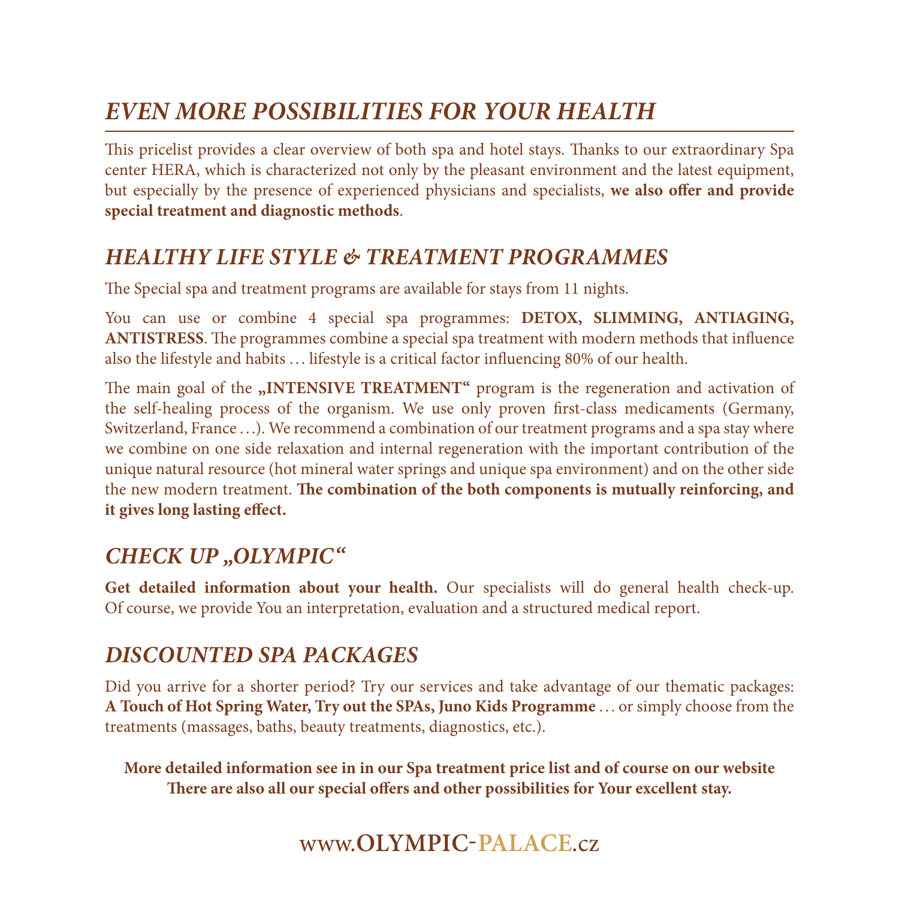## *EVEN MORE POSSIBILITIES FOR YOUR HEALTH*

This pricelist provides a clear overview of both spa and hotel stays. Thanks to our extraordinary Spa center HERA, which is characterized not only by the pleasant environment and the latest equipment, but especially by the presence of experienced physicians and specialists, **we also offer and provide special treatment and diagnostic methods**.

## *HEALTHY LIFE STYLE & TREATMENT PROGRAMMES*

The Special spa and treatment programs are available for stays from 11 nights.

You can use or combine 4 special spa programmes: **DETOX, SLIMMING, ANTIAGING, ANTISTRESS**. The programmes combine a special spa treatment with modern methods that influence also the lifestyle and habits … lifestyle is a critical factor influencing 80% of our health.

The main goal of the **„INTENSIVE TREATMENT"** program is the regeneration and activation of the self-healing process of the organism. We use only proven first-class medicaments (Germany, Switzerland, France …). We recommend a combination of our treatment programs and a spa stay where we combine on one side relaxation and internal regeneration with the important contribution of the unique natural resource (hot mineral water springs and unique spa environment) and on the other side the new modern treatment. **The combination of the both components is mutually reinforcing, and it gives long lasting effect.**

## *CHECK UP „OLYMPIC"*

**Get detailed information about your health.** Our specialists will do general health check-up. Of course, we provide You an interpretation, evaluation and a structured medical report.

## *DISCOUNTED SPA PACKAGES*

Did you arrive for a shorter period? Try our services and take advantage of our thematic packages: **A Touch of Hot Spring Water, Try out the SPAs, Juno Kids Programme** … or simply choose from the treatments (massages, baths, beauty treatments, diagnostics, etc.).

**More detailed information see in in our Spa treatment price list and of course on our website There are also all our special offers and other possibilities for Your excellent stay.**

www.OLYMPIC-PALACE.cz